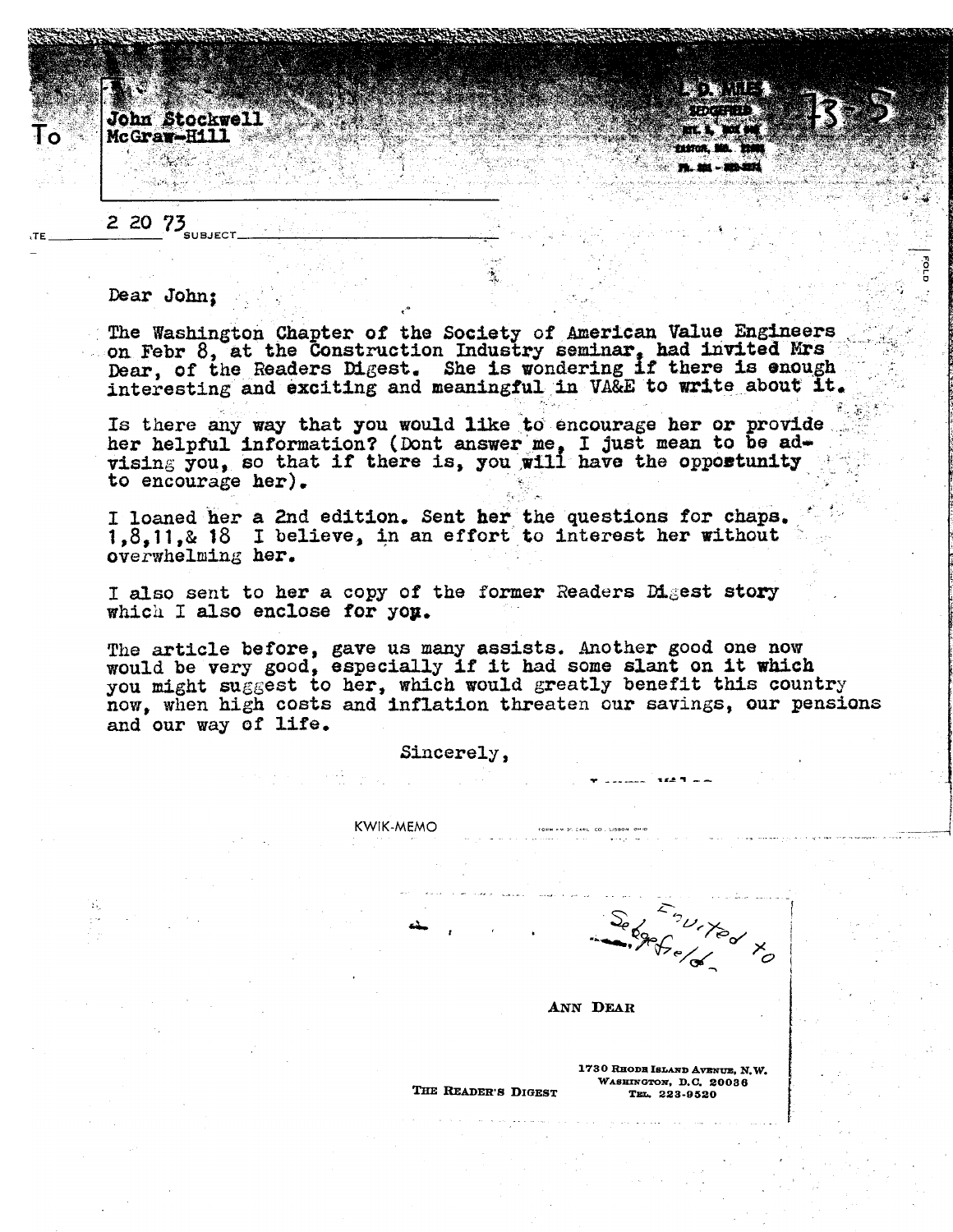To: John Stockwell
McGraw-Hill

L. D. MILES
SEDGEFIELD
RT. 1, BOX
EASTON, MD.
PH.

73-5

DATE: 2 20 73 SUBJECT:

Dear John;

The Washington Chapter of the Society of American Value Engineers on Febr 8, at the Construction Industry seminar, had invited Mrs Dear, of the Readers Digest. She is wondering if there is enough interesting and exciting and meaningful in VA&E to write about it.

Is there any way that you would like to encourage her or provide her helpful information? (Dont answer me, I just mean to be advising you, so that if there is, you will have the oppostunity to encourage her).

I loaned her a 2nd edition. Sent her the questions for chaps. 1,8,11,& 18 I believe, in an effort to interest her without overwhelming her.

I also sent to her a copy of the former Readers Digest story which I also enclose for you.

The article before, gave us many assists. Another good one now would be very good, especially if it had some slant on it which you might suggest to her, which would greatly benefit this country now, when high costs and inflation threaten our savings, our pensions and our way of life.

Sincerely,

Lawrence Miles

KWIK-MEMO

Invited to Sedgefield

ANN DEAR

THE READER'S DIGEST

1730 RHODE ISLAND AVENUE, N.W.
WASHINGTON, D.C. 20036
TEL. 223-9520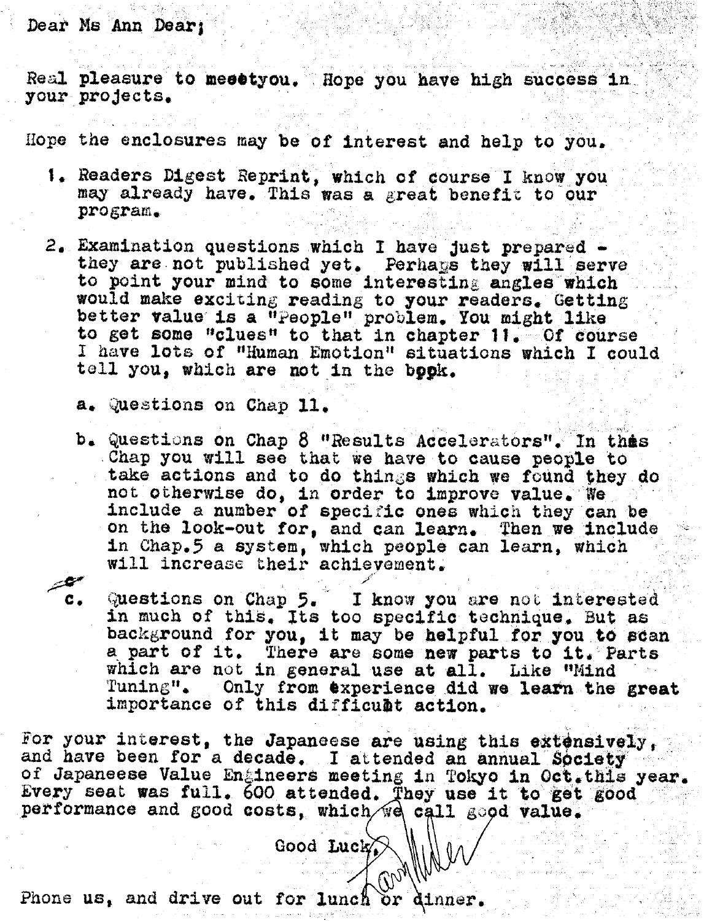Dear Ms Ann Dear;

Real pleasure to meetyou. Hope you have high success in your projects.

Hope the enclosures may be of interest and help to you.

1. Readers Digest Reprint, which of course I know you may already have. This was a great benefit to our program.

2. Examination questions which I have just prepared - they are not published yet. Perhaps they will serve to point your mind to some interesting angles which would make exciting reading to your readers. Getting better value is a "People" problem. You might like to get some "clues" to that in chapter 11. Of course I have lots of "Human Emotion" situations which I could tell you, which are not in the book.

   a. Questions on Chap 11.

   b. Questions on Chap 8 "Results Accelerators". In this Chap you will see that we have to cause people to take actions and to do things which we found they do not otherwise do, in order to improve value. We include a number of specific ones which they can be on the look-out for, and can learn. Then we include in Chap.5 a system, which people can learn, which will increase their achievement.

   c. Questions on Chap 5. I know you are not interested in much of this. Its too specific technique. But as background for you, it may be helpful for you to scan a part of it. There are some new parts to it. Parts which are not in general use at all. Like "Mind Tuning". Only from experience did we learn the great importance of this difficult action.

For your interest, the Japaneese are using this extensively, and have been for a decade. I attended an annual Society of Japaneese Value Engineers meeting in Tokyo in Oct.this year. Every seat was full. 600 attended. They use it to get good performance and good costs, which we call good value.

Good Luck,

Phone us, and drive out for lunch or dinner.